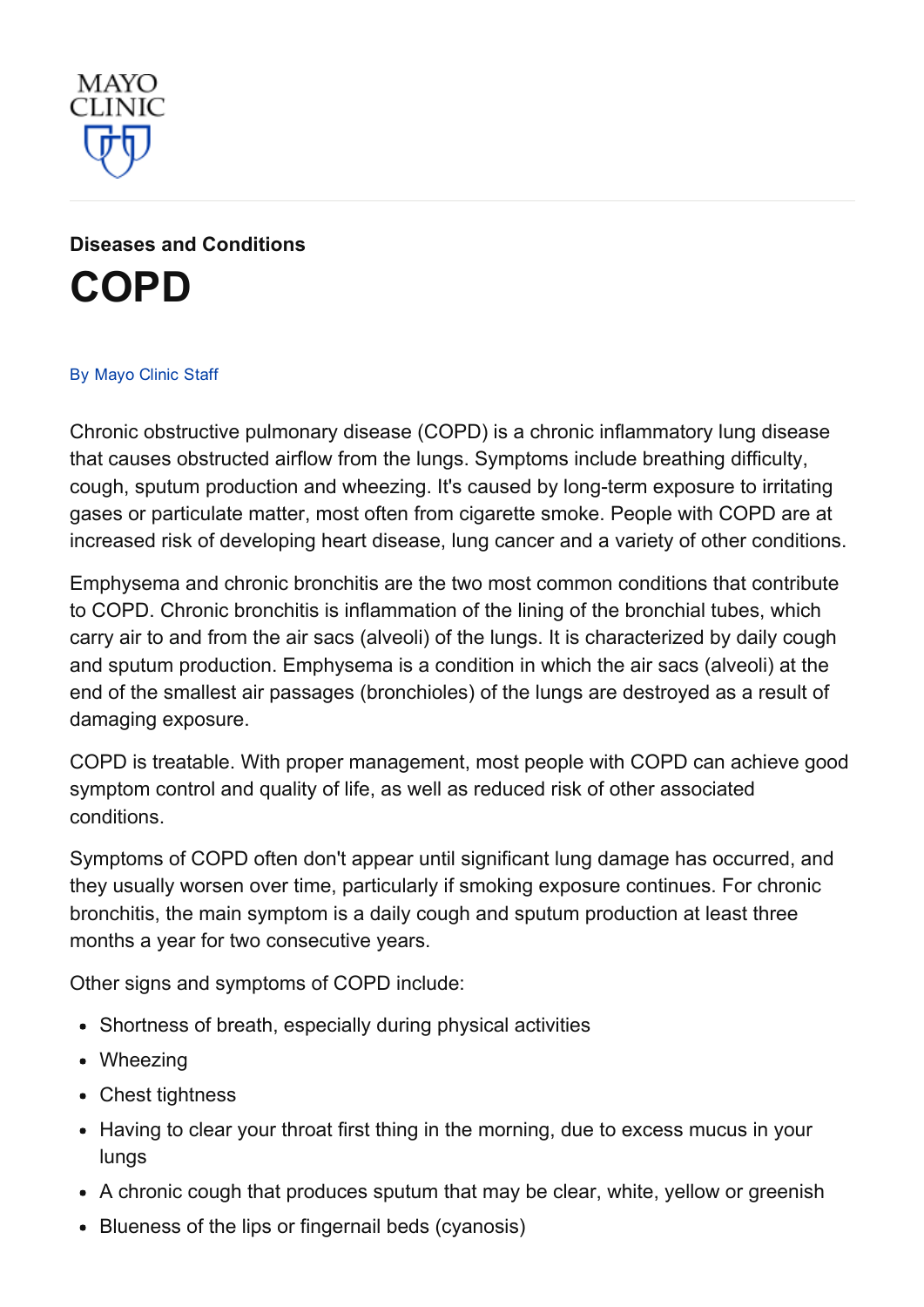MAYO CLINIC

**Diseases and Conditions**

# COPD

By Mayo Clinic Staff

Chronic obstructive pulmonary disease (COPD) is a chronic inflammatory lung disease that causes obstructed airflow from the lungs. Symptoms include breathing difficulty, cough, sputum production and wheezing. It's caused by long-term exposure to irritating gases or particulate matter, most often from cigarette smoke. People with COPD are at increased risk of developing heart disease, lung cancer and a variety of other conditions.

Emphysema and chronic bronchitis are the two most common conditions that contribute to COPD. Chronic bronchitis is inflammation of the lining of the bronchial tubes, which carry air to and from the air sacs (alveoli) of the lungs. It is characterized by daily cough and sputum production. Emphysema is a condition in which the air sacs (alveoli) at the end of the smallest air passages (bronchioles) of the lungs are destroyed as a result of damaging exposure.

COPD is treatable. With proper management, most people with COPD can achieve good symptom control and quality of life, as well as reduced risk of other associated conditions.

Symptoms of COPD often don't appear until significant lung damage has occurred, and they usually worsen over time, particularly if smoking exposure continues. For chronic bronchitis, the main symptom is a daily cough and sputum production at least three months a year for two consecutive years.

Other signs and symptoms of COPD include:

- Shortness of breath, especially during physical activities
- Wheezing
- Chest tightness
- Having to clear your throat first thing in the morning, due to excess mucus in your lungs
- A chronic cough that produces sputum that may be clear, white, yellow or greenish
- Blueness of the lips or fingernail beds (cyanosis)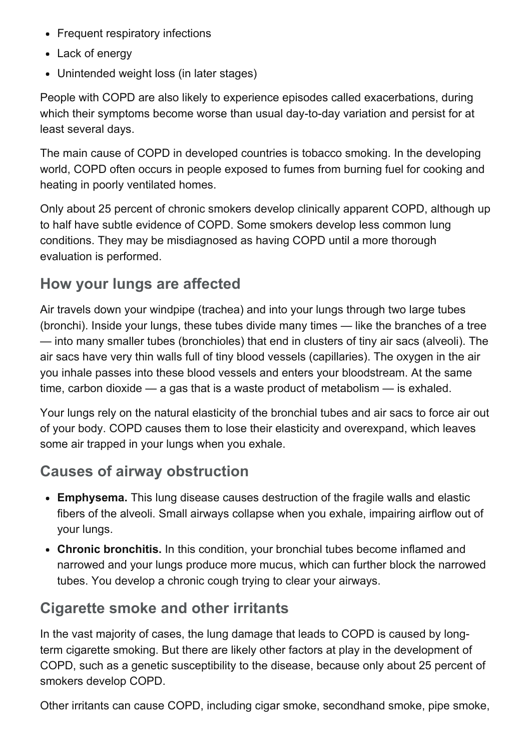- Frequent respiratory infections
- Lack of energy
- Unintended weight loss (in later stages)

People with COPD are also likely to experience episodes called exacerbations, during which their symptoms become worse than usual day-to-day variation and persist for at least several days.

The main cause of COPD in developed countries is tobacco smoking. In the developing world, COPD often occurs in people exposed to fumes from burning fuel for cooking and heating in poorly ventilated homes.

Only about 25 percent of chronic smokers develop clinically apparent COPD, although up to half have subtle evidence of COPD. Some smokers develop less common lung conditions. They may be misdiagnosed as having COPD until a more thorough evaluation is performed.

## How your lungs are affected

Air travels down your windpipe (trachea) and into your lungs through two large tubes (bronchi). Inside your lungs, these tubes divide many times — like the branches of a tree — into many smaller tubes (bronchioles) that end in clusters of tiny air sacs (alveoli). The air sacs have very thin walls full of tiny blood vessels (capillaries). The oxygen in the air you inhale passes into these blood vessels and enters your bloodstream. At the same time, carbon dioxide — a gas that is a waste product of metabolism — is exhaled.

Your lungs rely on the natural elasticity of the bronchial tubes and air sacs to force air out of your body. COPD causes them to lose their elasticity and overexpand, which leaves some air trapped in your lungs when you exhale.

## Causes of airway obstruction

- **Emphysema.** This lung disease causes destruction of the fragile walls and elastic fibers of the alveoli. Small airways collapse when you exhale, impairing airflow out of your lungs.
- **Chronic bronchitis.** In this condition, your bronchial tubes become inflamed and narrowed and your lungs produce more mucus, which can further block the narrowed tubes. You develop a chronic cough trying to clear your airways.

## Cigarette smoke and other irritants

In the vast majority of cases, the lung damage that leads to COPD is caused by long-term cigarette smoking. But there are likely other factors at play in the development of COPD, such as a genetic susceptibility to the disease, because only about 25 percent of smokers develop COPD.

Other irritants can cause COPD, including cigar smoke, secondhand smoke, pipe smoke,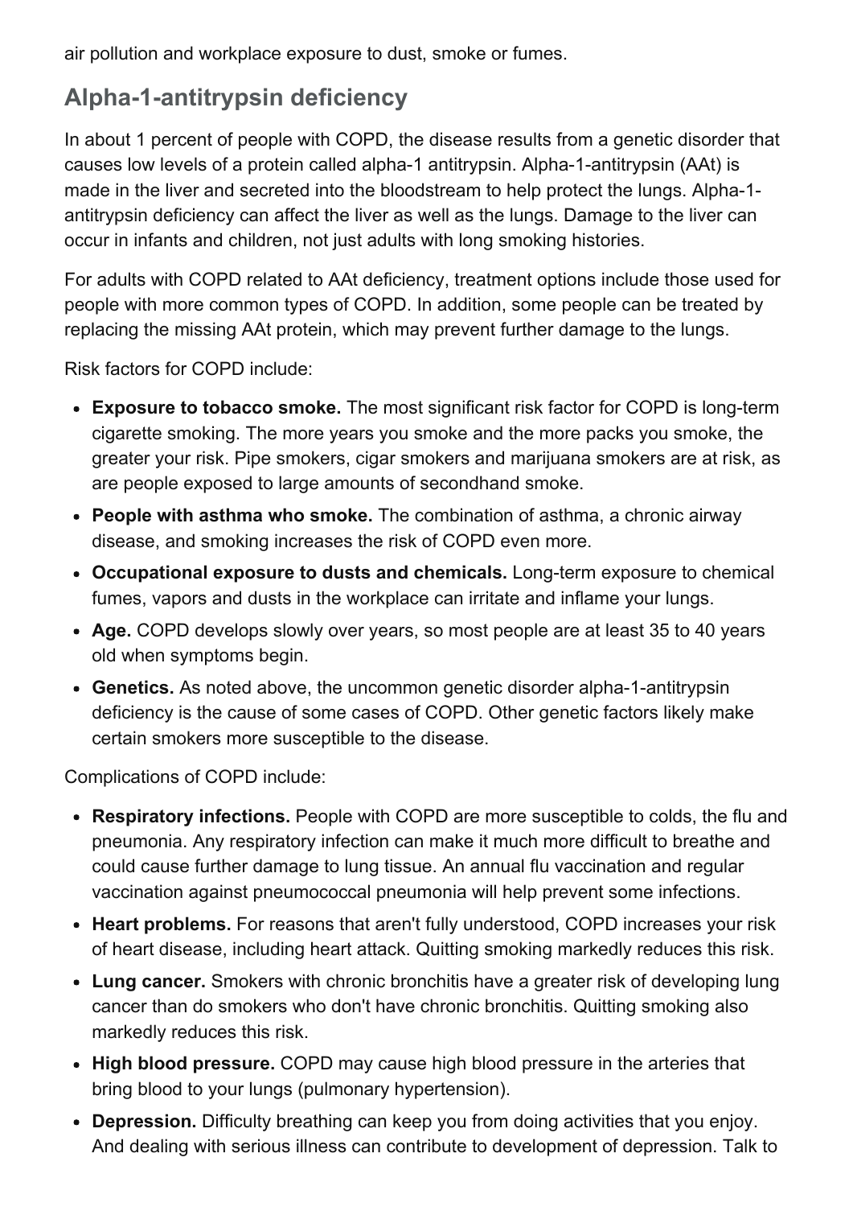air pollution and workplace exposure to dust, smoke or fumes.

## Alpha-1-antitrypsin deficiency

In about 1 percent of people with COPD, the disease results from a genetic disorder that causes low levels of a protein called alpha-1 antitrypsin. Alpha-1-antitrypsin (AAt) is made in the liver and secreted into the bloodstream to help protect the lungs. Alpha-1-antitrypsin deficiency can affect the liver as well as the lungs. Damage to the liver can occur in infants and children, not just adults with long smoking histories.

For adults with COPD related to AAt deficiency, treatment options include those used for people with more common types of COPD. In addition, some people can be treated by replacing the missing AAt protein, which may prevent further damage to the lungs.

Risk factors for COPD include:

- **Exposure to tobacco smoke.** The most significant risk factor for COPD is long-term cigarette smoking. The more years you smoke and the more packs you smoke, the greater your risk. Pipe smokers, cigar smokers and marijuana smokers are at risk, as are people exposed to large amounts of secondhand smoke.
- **People with asthma who smoke.** The combination of asthma, a chronic airway disease, and smoking increases the risk of COPD even more.
- **Occupational exposure to dusts and chemicals.** Long-term exposure to chemical fumes, vapors and dusts in the workplace can irritate and inflame your lungs.
- **Age.** COPD develops slowly over years, so most people are at least 35 to 40 years old when symptoms begin.
- **Genetics.** As noted above, the uncommon genetic disorder alpha-1-antitrypsin deficiency is the cause of some cases of COPD. Other genetic factors likely make certain smokers more susceptible to the disease.

Complications of COPD include:

- **Respiratory infections.** People with COPD are more susceptible to colds, the flu and pneumonia. Any respiratory infection can make it much more difficult to breathe and could cause further damage to lung tissue. An annual flu vaccination and regular vaccination against pneumococcal pneumonia will help prevent some infections.
- **Heart problems.** For reasons that aren't fully understood, COPD increases your risk of heart disease, including heart attack. Quitting smoking markedly reduces this risk.
- **Lung cancer.** Smokers with chronic bronchitis have a greater risk of developing lung cancer than do smokers who don't have chronic bronchitis. Quitting smoking also markedly reduces this risk.
- **High blood pressure.** COPD may cause high blood pressure in the arteries that bring blood to your lungs (pulmonary hypertension).
- **Depression.** Difficulty breathing can keep you from doing activities that you enjoy. And dealing with serious illness can contribute to development of depression. Talk to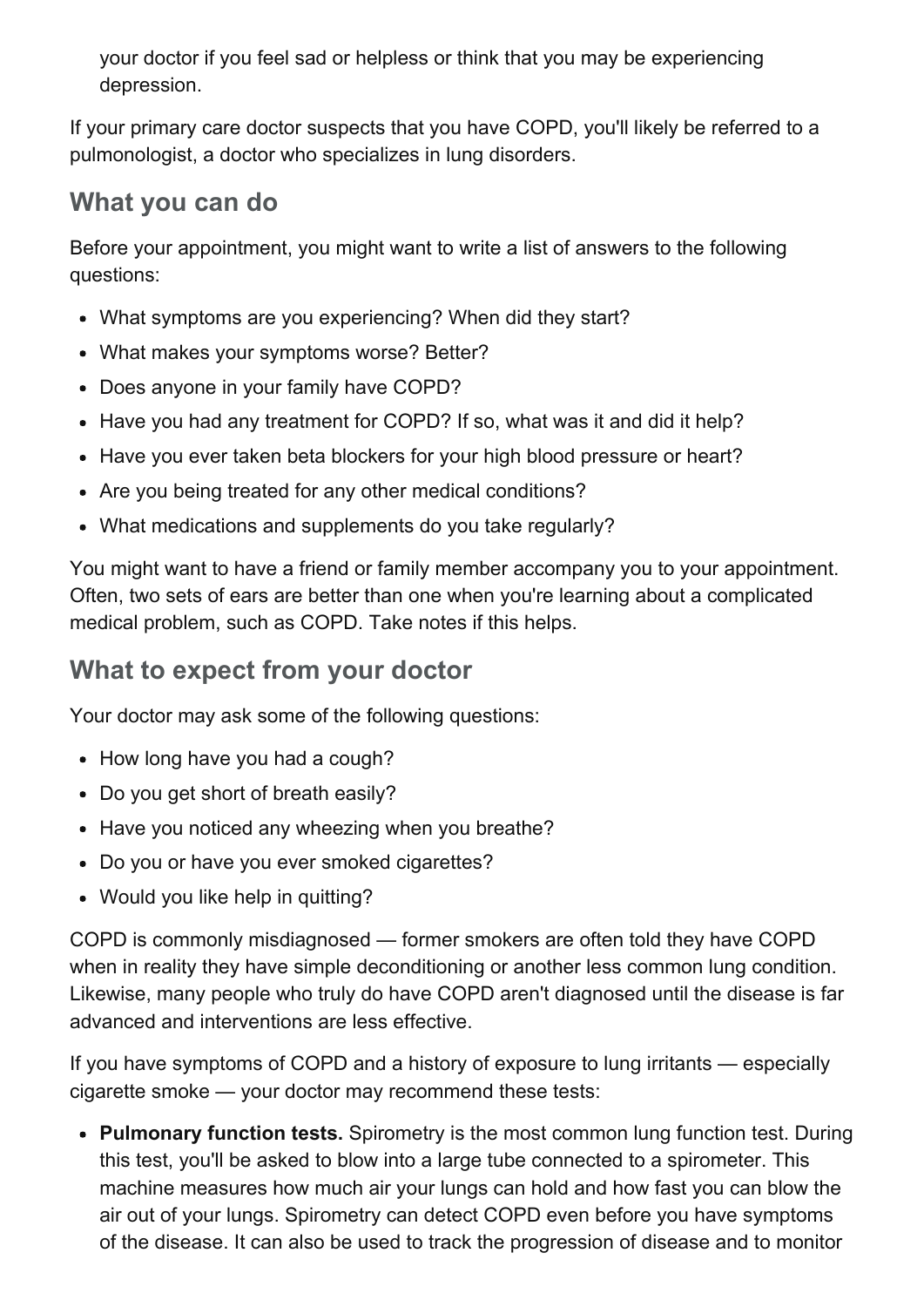your doctor if you feel sad or helpless or think that you may be experiencing depression.

If your primary care doctor suspects that you have COPD, you'll likely be referred to a pulmonologist, a doctor who specializes in lung disorders.

## What you can do

Before your appointment, you might want to write a list of answers to the following questions:

- What symptoms are you experiencing? When did they start?
- What makes your symptoms worse? Better?
- Does anyone in your family have COPD?
- Have you had any treatment for COPD? If so, what was it and did it help?
- Have you ever taken beta blockers for your high blood pressure or heart?
- Are you being treated for any other medical conditions?
- What medications and supplements do you take regularly?

You might want to have a friend or family member accompany you to your appointment. Often, two sets of ears are better than one when you're learning about a complicated medical problem, such as COPD. Take notes if this helps.

## What to expect from your doctor

Your doctor may ask some of the following questions:

- How long have you had a cough?
- Do you get short of breath easily?
- Have you noticed any wheezing when you breathe?
- Do you or have you ever smoked cigarettes?
- Would you like help in quitting?

COPD is commonly misdiagnosed — former smokers are often told they have COPD when in reality they have simple deconditioning or another less common lung condition. Likewise, many people who truly do have COPD aren't diagnosed until the disease is far advanced and interventions are less effective.

If you have symptoms of COPD and a history of exposure to lung irritants — especially cigarette smoke — your doctor may recommend these tests:

- **Pulmonary function tests.** Spirometry is the most common lung function test. During this test, you'll be asked to blow into a large tube connected to a spirometer. This machine measures how much air your lungs can hold and how fast you can blow the air out of your lungs. Spirometry can detect COPD even before you have symptoms of the disease. It can also be used to track the progression of disease and to monitor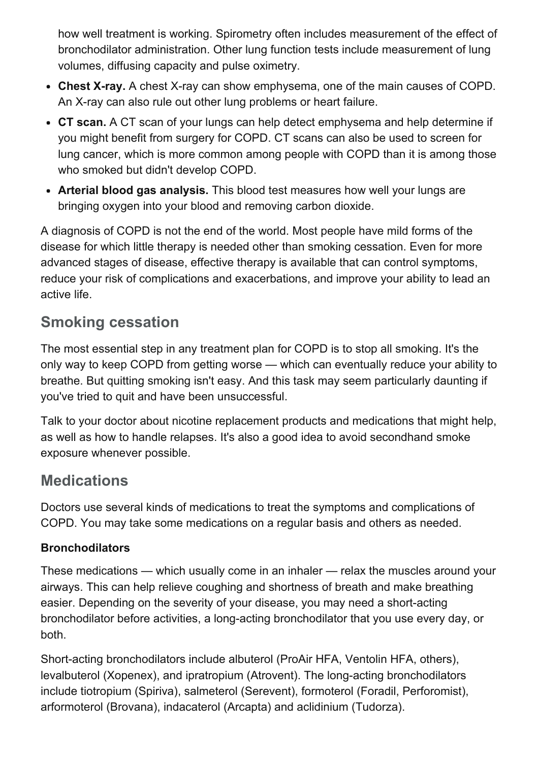how well treatment is working. Spirometry often includes measurement of the effect of bronchodilator administration. Other lung function tests include measurement of lung volumes, diffusing capacity and pulse oximetry.

- **Chest X-ray.** A chest X-ray can show emphysema, one of the main causes of COPD. An X-ray can also rule out other lung problems or heart failure.
- **CT scan.** A CT scan of your lungs can help detect emphysema and help determine if you might benefit from surgery for COPD. CT scans can also be used to screen for lung cancer, which is more common among people with COPD than it is among those who smoked but didn't develop COPD.
- **Arterial blood gas analysis.** This blood test measures how well your lungs are bringing oxygen into your blood and removing carbon dioxide.

A diagnosis of COPD is not the end of the world. Most people have mild forms of the disease for which little therapy is needed other than smoking cessation. Even for more advanced stages of disease, effective therapy is available that can control symptoms, reduce your risk of complications and exacerbations, and improve your ability to lead an active life.

## Smoking cessation

The most essential step in any treatment plan for COPD is to stop all smoking. It's the only way to keep COPD from getting worse — which can eventually reduce your ability to breathe. But quitting smoking isn't easy. And this task may seem particularly daunting if you've tried to quit and have been unsuccessful.

Talk to your doctor about nicotine replacement products and medications that might help, as well as how to handle relapses. It's also a good idea to avoid secondhand smoke exposure whenever possible.

## Medications

Doctors use several kinds of medications to treat the symptoms and complications of COPD. You may take some medications on a regular basis and others as needed.

### Bronchodilators

These medications — which usually come in an inhaler — relax the muscles around your airways. This can help relieve coughing and shortness of breath and make breathing easier. Depending on the severity of your disease, you may need a short-acting bronchodilator before activities, a long-acting bronchodilator that you use every day, or both.

Short-acting bronchodilators include albuterol (ProAir HFA, Ventolin HFA, others), levalbuterol (Xopenex), and ipratropium (Atrovent). The long-acting bronchodilators include tiotropium (Spiriva), salmeterol (Serevent), formoterol (Foradil, Perforomist), arformoterol (Brovana), indacaterol (Arcapta) and aclidinium (Tudorza).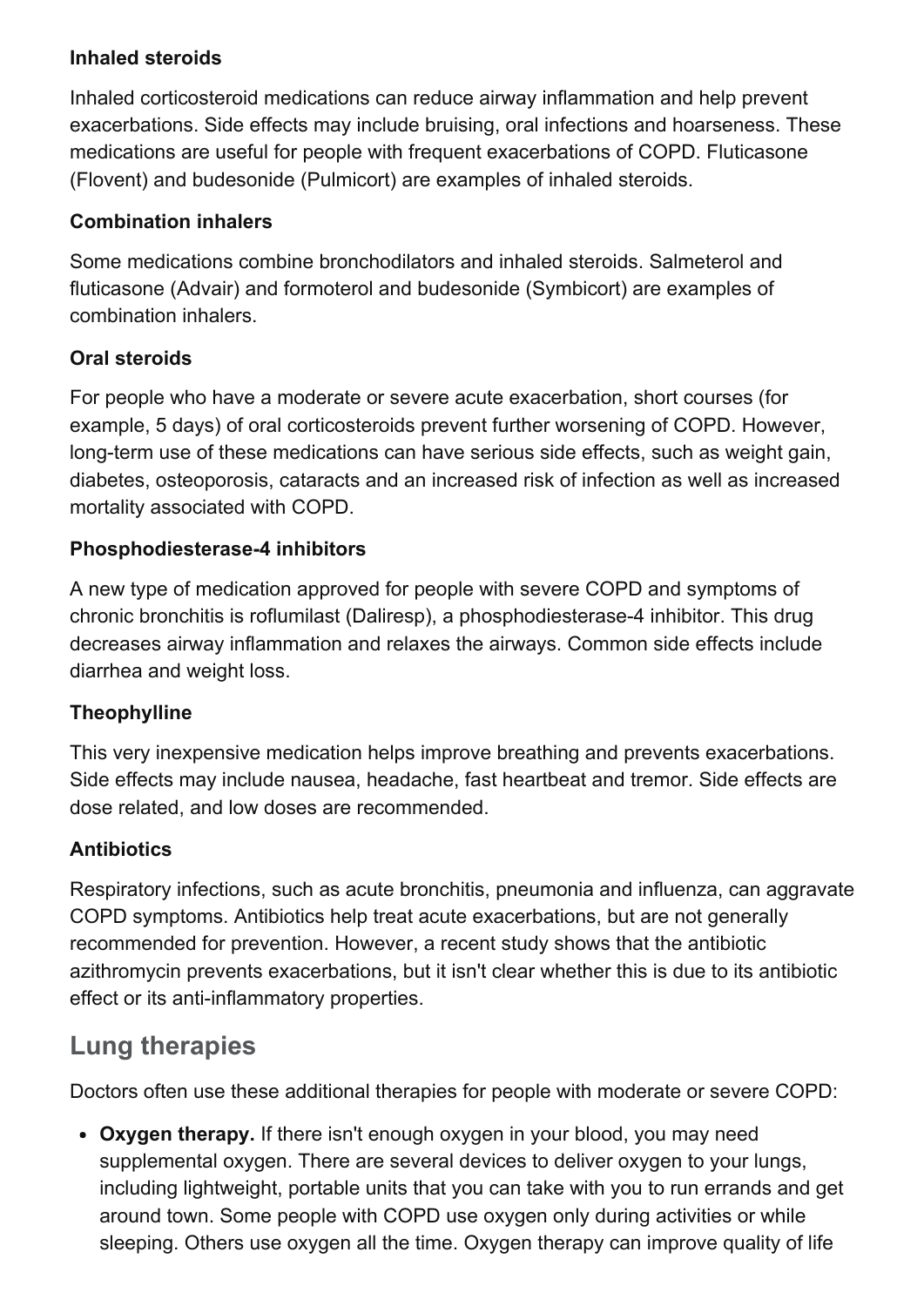### Inhaled steroids

Inhaled corticosteroid medications can reduce airway inflammation and help prevent exacerbations. Side effects may include bruising, oral infections and hoarseness. These medications are useful for people with frequent exacerbations of COPD. Fluticasone (Flovent) and budesonide (Pulmicort) are examples of inhaled steroids.

### Combination inhalers

Some medications combine bronchodilators and inhaled steroids. Salmeterol and fluticasone (Advair) and formoterol and budesonide (Symbicort) are examples of combination inhalers.

### Oral steroids

For people who have a moderate or severe acute exacerbation, short courses (for example, 5 days) of oral corticosteroids prevent further worsening of COPD. However, long-term use of these medications can have serious side effects, such as weight gain, diabetes, osteoporosis, cataracts and an increased risk of infection as well as increased mortality associated with COPD.

### Phosphodiesterase-4 inhibitors

A new type of medication approved for people with severe COPD and symptoms of chronic bronchitis is roflumilast (Daliresp), a phosphodiesterase-4 inhibitor. This drug decreases airway inflammation and relaxes the airways. Common side effects include diarrhea and weight loss.

### Theophylline

This very inexpensive medication helps improve breathing and prevents exacerbations. Side effects may include nausea, headache, fast heartbeat and tremor. Side effects are dose related, and low doses are recommended.

### Antibiotics

Respiratory infections, such as acute bronchitis, pneumonia and influenza, can aggravate COPD symptoms. Antibiotics help treat acute exacerbations, but are not generally recommended for prevention. However, a recent study shows that the antibiotic azithromycin prevents exacerbations, but it isn't clear whether this is due to its antibiotic effect or its anti-inflammatory properties.

## Lung therapies

Doctors often use these additional therapies for people with moderate or severe COPD:

- **Oxygen therapy.** If there isn't enough oxygen in your blood, you may need supplemental oxygen. There are several devices to deliver oxygen to your lungs, including lightweight, portable units that you can take with you to run errands and get around town. Some people with COPD use oxygen only during activities or while sleeping. Others use oxygen all the time. Oxygen therapy can improve quality of life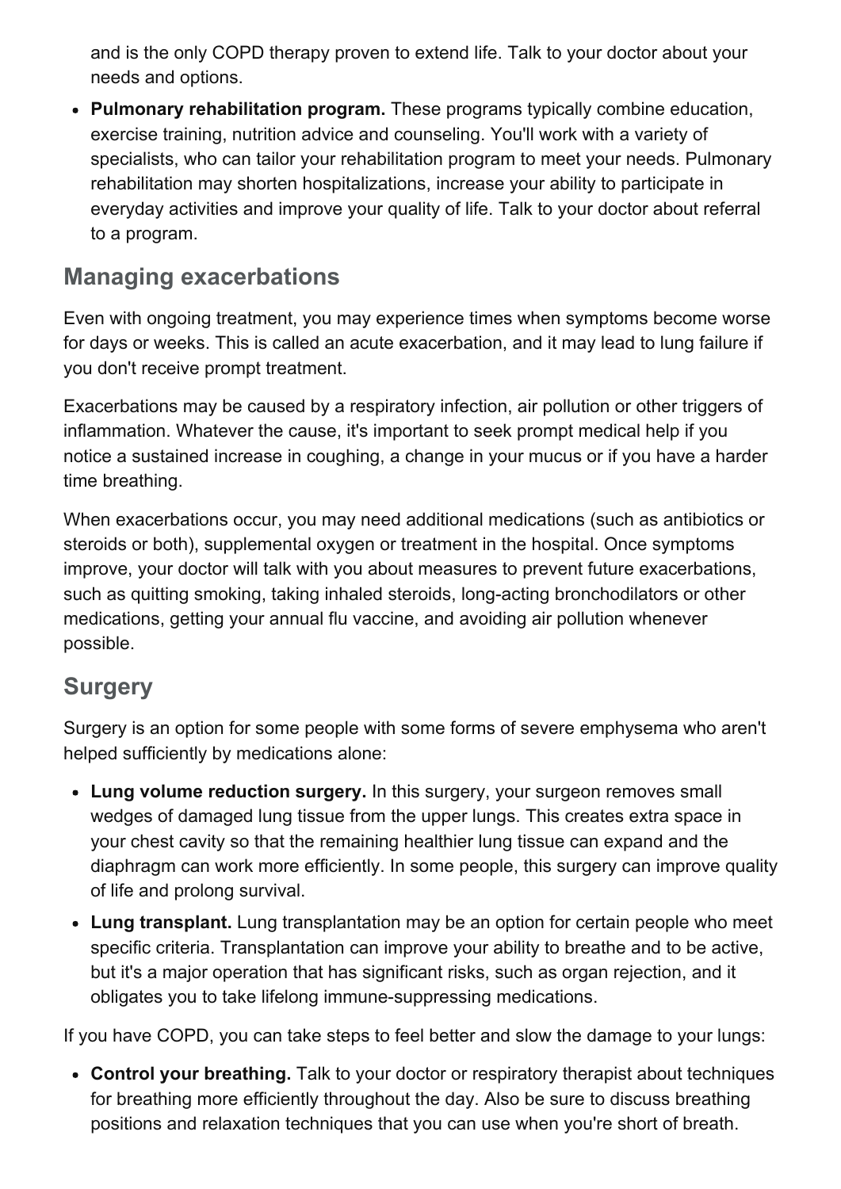and is the only COPD therapy proven to extend life. Talk to your doctor about your needs and options.

- **Pulmonary rehabilitation program.** These programs typically combine education, exercise training, nutrition advice and counseling. You'll work with a variety of specialists, who can tailor your rehabilitation program to meet your needs. Pulmonary rehabilitation may shorten hospitalizations, increase your ability to participate in everyday activities and improve your quality of life. Talk to your doctor about referral to a program.

## Managing exacerbations

Even with ongoing treatment, you may experience times when symptoms become worse for days or weeks. This is called an acute exacerbation, and it may lead to lung failure if you don't receive prompt treatment.

Exacerbations may be caused by a respiratory infection, air pollution or other triggers of inflammation. Whatever the cause, it's important to seek prompt medical help if you notice a sustained increase in coughing, a change in your mucus or if you have a harder time breathing.

When exacerbations occur, you may need additional medications (such as antibiotics or steroids or both), supplemental oxygen or treatment in the hospital. Once symptoms improve, your doctor will talk with you about measures to prevent future exacerbations, such as quitting smoking, taking inhaled steroids, long-acting bronchodilators or other medications, getting your annual flu vaccine, and avoiding air pollution whenever possible.

## Surgery

Surgery is an option for some people with some forms of severe emphysema who aren't helped sufficiently by medications alone:

- **Lung volume reduction surgery.** In this surgery, your surgeon removes small wedges of damaged lung tissue from the upper lungs. This creates extra space in your chest cavity so that the remaining healthier lung tissue can expand and the diaphragm can work more efficiently. In some people, this surgery can improve quality of life and prolong survival.
- **Lung transplant.** Lung transplantation may be an option for certain people who meet specific criteria. Transplantation can improve your ability to breathe and to be active, but it's a major operation that has significant risks, such as organ rejection, and it obligates you to take lifelong immune-suppressing medications.

If you have COPD, you can take steps to feel better and slow the damage to your lungs:

- **Control your breathing.** Talk to your doctor or respiratory therapist about techniques for breathing more efficiently throughout the day. Also be sure to discuss breathing positions and relaxation techniques that you can use when you're short of breath.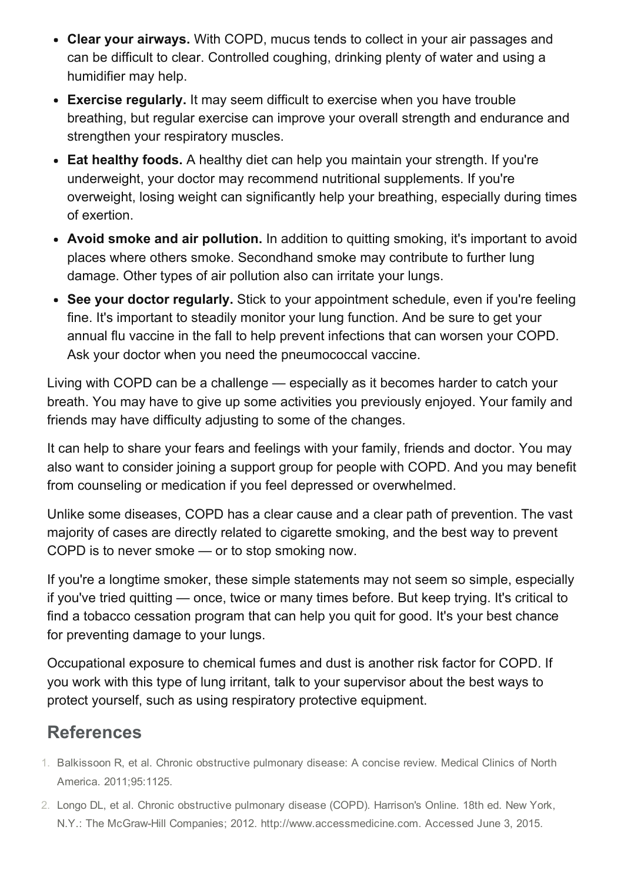- **Clear your airways.** With COPD, mucus tends to collect in your air passages and can be difficult to clear. Controlled coughing, drinking plenty of water and using a humidifier may help.
- **Exercise regularly.** It may seem difficult to exercise when you have trouble breathing, but regular exercise can improve your overall strength and endurance and strengthen your respiratory muscles.
- **Eat healthy foods.** A healthy diet can help you maintain your strength. If you're underweight, your doctor may recommend nutritional supplements. If you're overweight, losing weight can significantly help your breathing, especially during times of exertion.
- **Avoid smoke and air pollution.** In addition to quitting smoking, it's important to avoid places where others smoke. Secondhand smoke may contribute to further lung damage. Other types of air pollution also can irritate your lungs.
- **See your doctor regularly.** Stick to your appointment schedule, even if you're feeling fine. It's important to steadily monitor your lung function. And be sure to get your annual flu vaccine in the fall to help prevent infections that can worsen your COPD. Ask your doctor when you need the pneumococcal vaccine.

Living with COPD can be a challenge — especially as it becomes harder to catch your breath. You may have to give up some activities you previously enjoyed. Your family and friends may have difficulty adjusting to some of the changes.

It can help to share your fears and feelings with your family, friends and doctor. You may also want to consider joining a support group for people with COPD. And you may benefit from counseling or medication if you feel depressed or overwhelmed.

Unlike some diseases, COPD has a clear cause and a clear path of prevention. The vast majority of cases are directly related to cigarette smoking, and the best way to prevent COPD is to never smoke — or to stop smoking now.

If you're a longtime smoker, these simple statements may not seem so simple, especially if you've tried quitting — once, twice or many times before. But keep trying. It's critical to find a tobacco cessation program that can help you quit for good. It's your best chance for preventing damage to your lungs.

Occupational exposure to chemical fumes and dust is another risk factor for COPD. If you work with this type of lung irritant, talk to your supervisor about the best ways to protect yourself, such as using respiratory protective equipment.

## References

1. Balkissoon R, et al. Chronic obstructive pulmonary disease: A concise review. Medical Clinics of North America. 2011;95:1125.
2. Longo DL, et al. Chronic obstructive pulmonary disease (COPD). Harrison's Online. 18th ed. New York, N.Y.: The McGraw-Hill Companies; 2012. http://www.accessmedicine.com. Accessed June 3, 2015.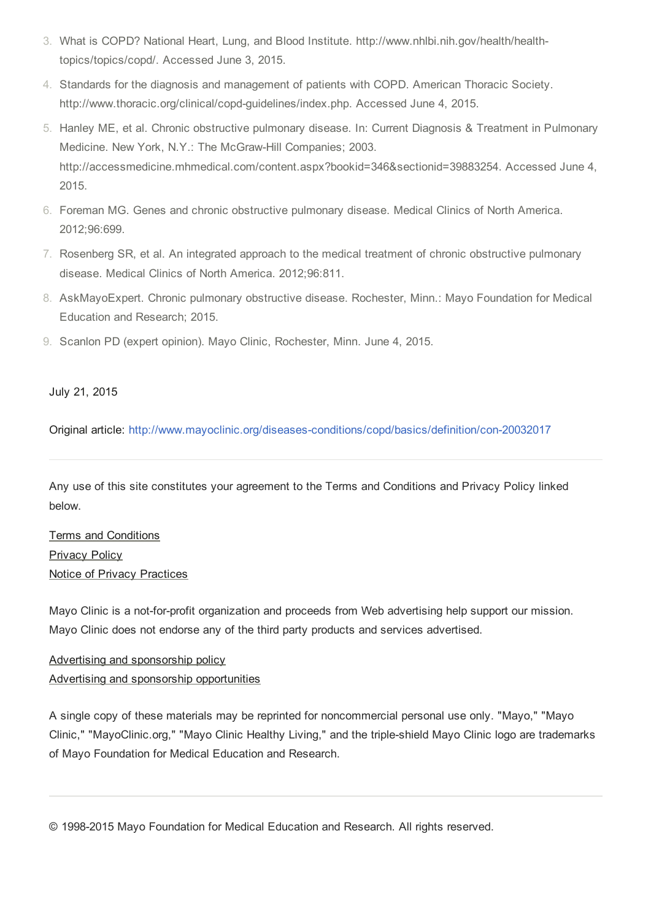3. What is COPD? National Heart, Lung, and Blood Institute. http://www.nhlbi.nih.gov/health/health-topics/topics/copd/. Accessed June 3, 2015.
4. Standards for the diagnosis and management of patients with COPD. American Thoracic Society. http://www.thoracic.org/clinical/copd-guidelines/index.php. Accessed June 4, 2015.
5. Hanley ME, et al. Chronic obstructive pulmonary disease. In: Current Diagnosis & Treatment in Pulmonary Medicine. New York, N.Y.: The McGraw-Hill Companies; 2003. http://accessmedicine.mhmedical.com/content.aspx?bookid=346&sectionid=39883254. Accessed June 4, 2015.
6. Foreman MG. Genes and chronic obstructive pulmonary disease. Medical Clinics of North America. 2012;96:699.
7. Rosenberg SR, et al. An integrated approach to the medical treatment of chronic obstructive pulmonary disease. Medical Clinics of North America. 2012;96:811.
8. AskMayoExpert. Chronic pulmonary obstructive disease. Rochester, Minn.: Mayo Foundation for Medical Education and Research; 2015.
9. Scanlon PD (expert opinion). Mayo Clinic, Rochester, Minn. June 4, 2015.

July 21, 2015

Original article: http://www.mayoclinic.org/diseases-conditions/copd/basics/definition/con-20032017

---

Any use of this site constitutes your agreement to the Terms and Conditions and Privacy Policy linked below.

Terms and Conditions
Privacy Policy
Notice of Privacy Practices

Mayo Clinic is a not-for-profit organization and proceeds from Web advertising help support our mission. Mayo Clinic does not endorse any of the third party products and services advertised.

Advertising and sponsorship policy
Advertising and sponsorship opportunities

A single copy of these materials may be reprinted for noncommercial personal use only. "Mayo," "Mayo Clinic," "MayoClinic.org," "Mayo Clinic Healthy Living," and the triple-shield Mayo Clinic logo are trademarks of Mayo Foundation for Medical Education and Research.

---

© 1998-2015 Mayo Foundation for Medical Education and Research. All rights reserved.